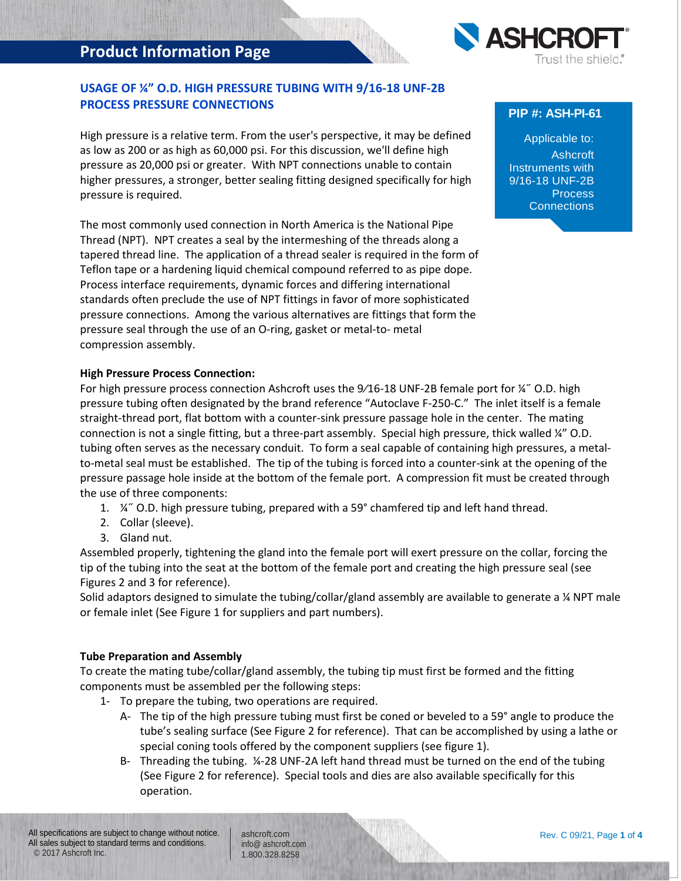# USAGE OF ¼" O.D. HIGH PRESSURE TUBING WITH 9/16-18 UNF-2B PROCESS PRESSURE CONNECTIONS

**PIP #: ASH-PI-61**

Applicable to:
Ashcroft Instruments with 9/16-18 UNF-2B Process Connections

High pressure is a relative term. From the user's perspective, it may be defined as low as 200 or as high as 60,000 psi. For this discussion, we'll define high pressure as 20,000 psi or greater. With NPT connections unable to contain higher pressures, a stronger, better sealing fitting designed specifically for high pressure is required.

The most commonly used connection in North America is the National Pipe Thread (NPT). NPT creates a seal by the intermeshing of the threads along a tapered thread line. The application of a thread sealer is required in the form of Teflon tape or a hardening liquid chemical compound referred to as pipe dope. Process interface requirements, dynamic forces and differing international standards often preclude the use of NPT fittings in favor of more sophisticated pressure connections. Among the various alternatives are fittings that form the pressure seal through the use of an O-ring, gasket or metal-to- metal compression assembly.

**High Pressure Process Connection:**
For high pressure process connection Ashcroft uses the 9⁄16-18 UNF-2B female port for ¼˝ O.D. high pressure tubing often designated by the brand reference "Autoclave F-250-C." The inlet itself is a female straight-thread port, flat bottom with a counter-sink pressure passage hole in the center. The mating connection is not a single fitting, but a three-part assembly. Special high pressure, thick walled ¼" O.D. tubing often serves as the necessary conduit. To form a seal capable of containing high pressures, a metal-to-metal seal must be established. The tip of the tubing is forced into a counter-sink at the opening of the pressure passage hole inside at the bottom of the female port. A compression fit must be created through the use of three components:

1. ¼˝ O.D. high pressure tubing, prepared with a 59° chamfered tip and left hand thread.
2. Collar (sleeve).
3. Gland nut.

Assembled properly, tightening the gland into the female port will exert pressure on the collar, forcing the tip of the tubing into the seat at the bottom of the female port and creating the high pressure seal (see Figures 2 and 3 for reference).
Solid adaptors designed to simulate the tubing/collar/gland assembly are available to generate a ¼ NPT male or female inlet (See Figure 1 for suppliers and part numbers).

**Tube Preparation and Assembly**
To create the mating tube/collar/gland assembly, the tubing tip must first be formed and the fitting components must be assembled per the following steps:

1- To prepare the tubing, two operations are required.
   - A- The tip of the high pressure tubing must first be coned or beveled to a 59° angle to produce the tube's sealing surface (See Figure 2 for reference). That can be accomplished by using a lathe or special coning tools offered by the component suppliers (see figure 1).
   - B- Threading the tubing. ¼-28 UNF-2A left hand thread must be turned on the end of the tubing (See Figure 2 for reference). Special tools and dies are also available specifically for this operation.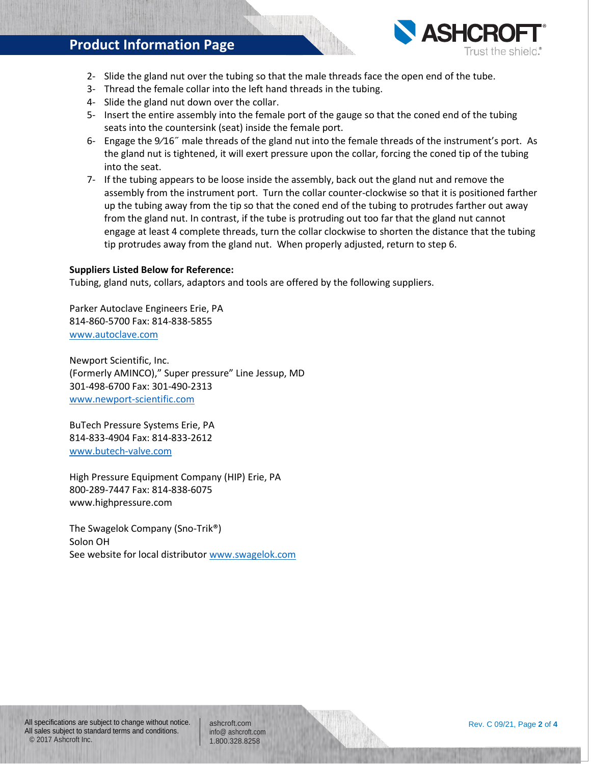2- Slide the gland nut over the tubing so that the male threads face the open end of the tube.
3- Thread the female collar into the left hand threads in the tubing.
4- Slide the gland nut down over the collar.
5- Insert the entire assembly into the female port of the gauge so that the coned end of the tubing seats into the countersink (seat) inside the female port.
6- Engage the 9⁄16˝ male threads of the gland nut into the female threads of the instrument's port. As the gland nut is tightened, it will exert pressure upon the collar, forcing the coned tip of the tubing into the seat.
7- If the tubing appears to be loose inside the assembly, back out the gland nut and remove the assembly from the instrument port. Turn the collar counter-clockwise so that it is positioned farther up the tubing away from the tip so that the coned end of the tubing to protrudes farther out away from the gland nut. In contrast, if the tube is protruding out too far that the gland nut cannot engage at least 4 complete threads, turn the collar clockwise to shorten the distance that the tubing tip protrudes away from the gland nut. When properly adjusted, return to step 6.

**Suppliers Listed Below for Reference:**
Tubing, gland nuts, collars, adaptors and tools are offered by the following suppliers.

Parker Autoclave Engineers Erie, PA
814-860-5700 Fax: 814-838-5855
www.autoclave.com

Newport Scientific, Inc.
(Formerly AMINCO)," Super pressure" Line Jessup, MD
301-498-6700 Fax: 301-490-2313
www.newport-scientific.com

BuTech Pressure Systems Erie, PA
814-833-4904 Fax: 814-833-2612
www.butech-valve.com

High Pressure Equipment Company (HIP) Erie, PA
800-289-7447 Fax: 814-838-6075
www.highpressure.com

The Swagelok Company (Sno-Trik®)
Solon OH
See website for local distributor www.swagelok.com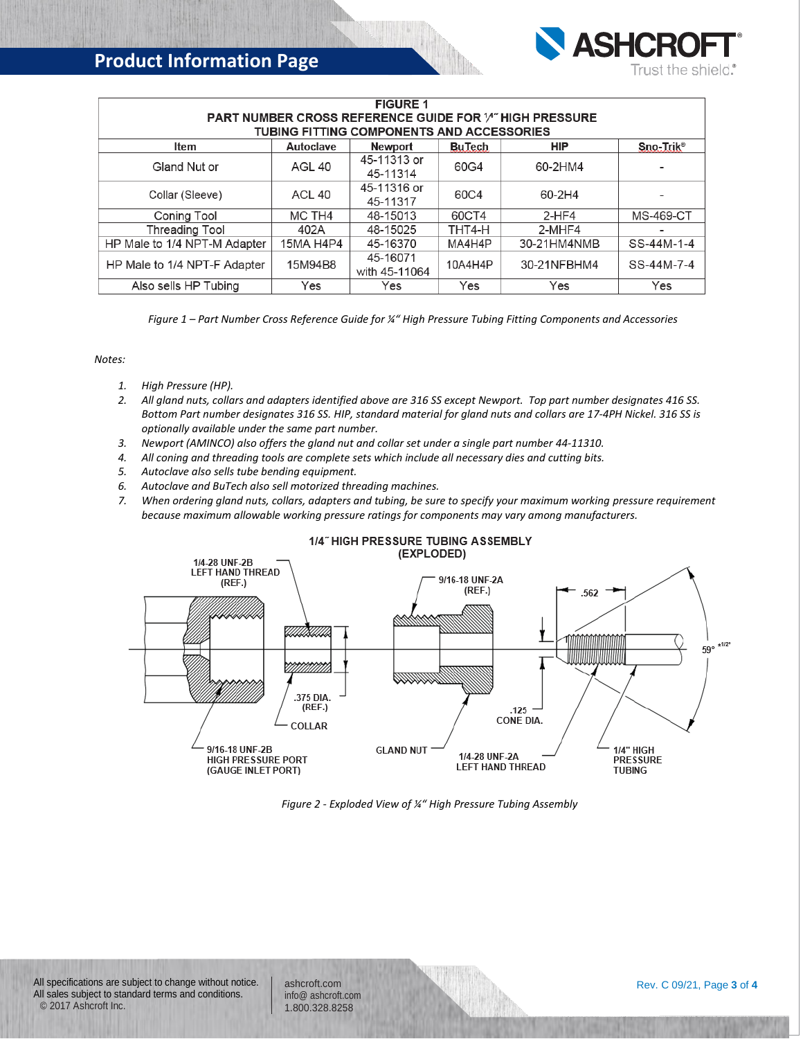| FIGURE 1 PART NUMBER CROSS REFERENCE GUIDE FOR 1/4" HIGH PRESSURE TUBING FITTING COMPONENTS AND ACCESSORIES | | | | | |
|---|---|---|---|---|---|
| **Item** | **Autoclave** | **Newport** | **BuTech** | **HIP** | **Sno-Trik®** |
| Gland Nut or | AGL 40 | 45-11313 or 45-11314 | 60G4 | 60-2HM4 | - |
| Collar (Sleeve) | ACL 40 | 45-11316 or 45-11317 | 60C4 | 60-2H4 | - |
| Coning Tool | MC TH4 | 48-15013 | 60CT4 | 2-HF4 | MS-469-CT |
| Threading Tool | 402A | 48-15025 | THT4-H | 2-MHF4 | - |
| HP Male to 1/4 NPT-M Adapter | 15MA H4P4 | 45-16370 | MA4H4P | 30-21HM4NMB | SS-44M-1-4 |
| HP Male to 1/4 NPT-F Adapter | 15M94B8 | 45-16071 with 45-11064 | 10A4H4P | 30-21NFBHM4 | SS-44M-7-4 |
| Also sells HP Tubing | Yes | Yes | Yes | Yes | Yes |

*Figure 1 – Part Number Cross Reference Guide for ¼" High Pressure Tubing Fitting Components and Accessories*

*Notes:*

1. *High Pressure (HP).*
2. *All gland nuts, collars and adapters identified above are 316 SS except Newport. Top part number designates 416 SS. Bottom Part number designates 316 SS. HIP, standard material for gland nuts and collars are 17-4PH Nickel. 316 SS is optionally available under the same part number.*
3. *Newport (AMINCO) also offers the gland nut and collar set under a single part number 44-11310.*
4. *All coning and threading tools are complete sets which include all necessary dies and cutting bits.*
5. *Autoclave also sells tube bending equipment.*
6. *Autoclave and BuTech also sell motorized threading machines.*
7. *When ordering gland nuts, collars, adapters and tubing, be sure to specify your maximum working pressure requirement because maximum allowable working pressure ratings for components may vary among manufacturers.*

1/4" HIGH PRESSURE TUBING ASSEMBLY (EXPLODED)

1/4-28 UNF-2B LEFT HAND THREAD (REF.)

9/16-18 UNF-2A (REF.)

.562

59° ±1/2°

.375 DIA. (REF.)

COLLAR

.125 CONE DIA.

9/16-18 UNF-2B HIGH PRESSURE PORT (GAUGE INLET PORT)

GLAND NUT

1/4-28 UNF-2A LEFT HAND THREAD

1/4" HIGH PRESSURE TUBING

*Figure 2 - Exploded View of ¼" High Pressure Tubing Assembly*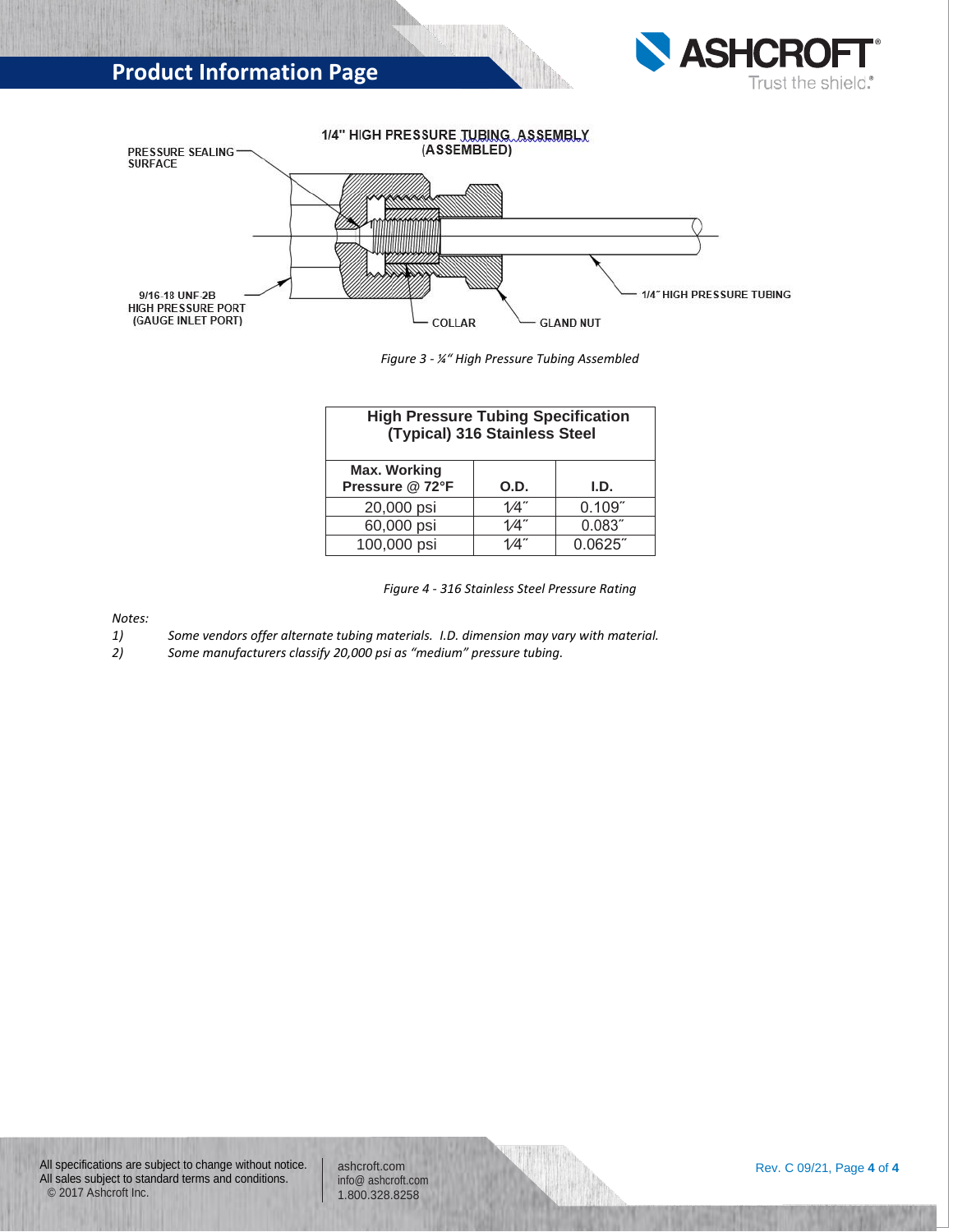## Product Information Page

1/4" HIGH PRESSURE TUBING ASSEMBLY
(ASSEMBLED)

PRESSURE SEALING SURFACE

9/16-18 UNF-2B
HIGH PRESSURE PORT
(GAUGE INLET PORT)

COLLAR

GLAND NUT

1/4" HIGH PRESSURE TUBING

*Figure 3 - ¼" High Pressure Tubing Assembled*

| High Pressure Tubing Specification (Typical) 316 Stainless Steel | | |
|---|---|---|
| **Max. Working Pressure @ 72°F** | **O.D.** | **I.D.** |
| 20,000 psi | 1⁄4" | 0.109" |
| 60,000 psi | 1⁄4" | 0.083" |
| 100,000 psi | 1⁄4" | 0.0625" |

*Figure 4 - 316 Stainless Steel Pressure Rating*

*Notes:*

1) *Some vendors offer alternate tubing materials. I.D. dimension may vary with material.*
2) *Some manufacturers classify 20,000 psi as "medium" pressure tubing.*